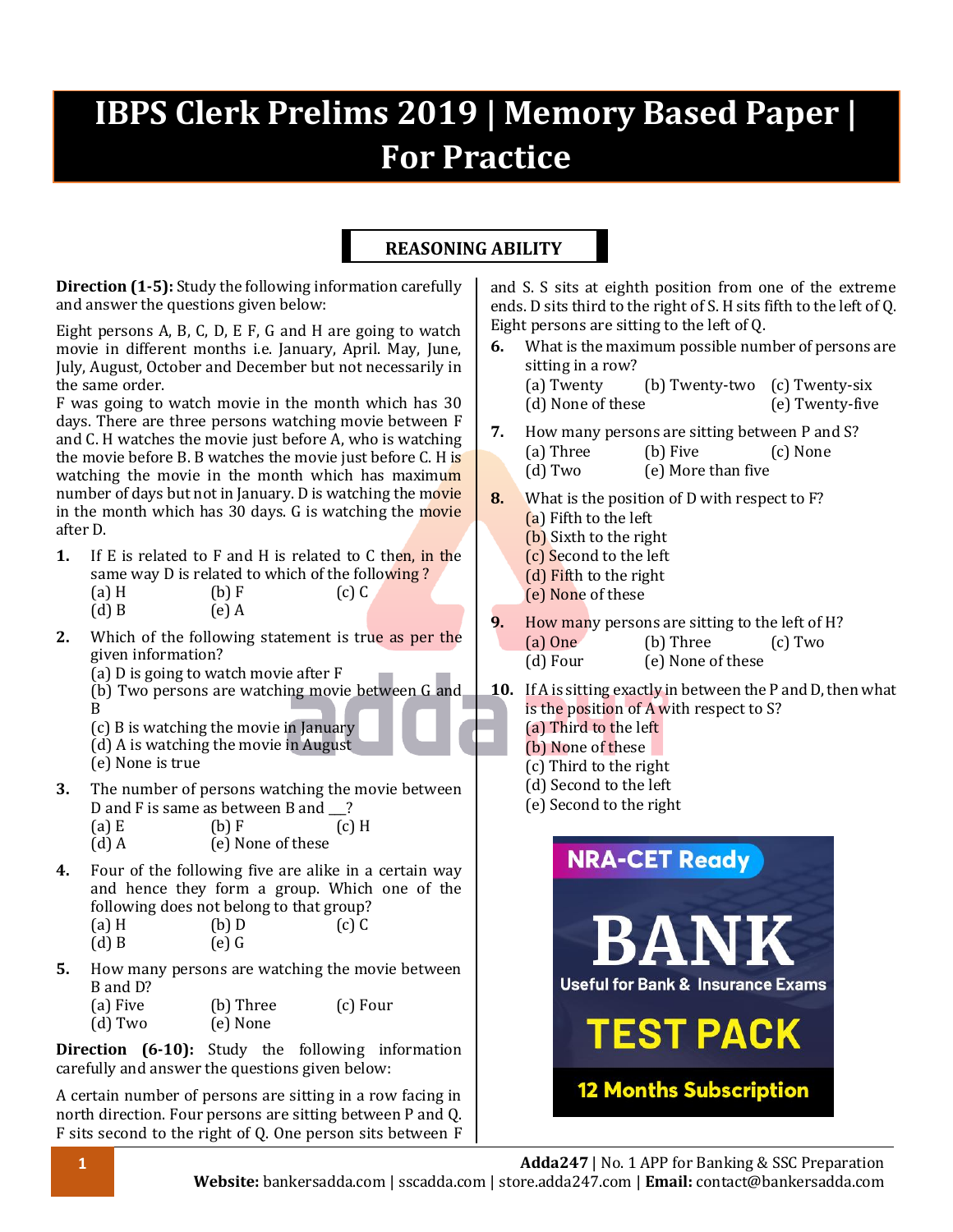# IBPS Clerk Prelims 2019 | Memory Based Paper | For Practice

## REASONING ABILITY

**Direction (1-5):** Study the following information carefully and answer the questions given below:

Eight persons A, B, C, D, E F, G and H are going to watch movie in different months i.e. January, April. May, June, July, August, October and December but not necessarily in the same order.

F was going to watch movie in the month which has 30 days. There are three persons watching movie between F and C. H watches the movie just before A, who is watching the movie before B. B watches the movie just before C. H is watching the movie in the month which has maximum number of days but not in January. D is watching the movie in the month which has 30 days. G is watching the movie after D.

**1.** If E is related to F and H is related to C then, in the same way D is related to which of the following ?
(a) H (b) F (c) C
(d) B (e) A

**2.** Which of the following statement is true as per the given information?
(a) D is going to watch movie after F
(b) Two persons are watching movie between G and B
(c) B is watching the movie in January
(d) A is watching the movie in August
(e) None is true

**3.** The number of persons watching the movie between D and F is same as between B and ___?
(a) E (b) F (c) H
(d) A (e) None of these

**4.** Four of the following five are alike in a certain way and hence they form a group. Which one of the following does not belong to that group?
(a) H (b) D (c) C
(d) B (e) G

**5.** How many persons are watching the movie between B and D?
(a) Five (b) Three (c) Four
(d) Two (e) None

**Direction (6-10):** Study the following information carefully and answer the questions given below:

A certain number of persons are sitting in a row facing in north direction. Four persons are sitting between P and Q. F sits second to the right of Q. One person sits between F and S. S sits at eighth position from one of the extreme ends. D sits third to the right of S. H sits fifth to the left of Q. Eight persons are sitting to the left of Q.

**6.** What is the maximum possible number of persons are sitting in a row?
(a) Twenty (b) Twenty-two (c) Twenty-six
(d) None of these (e) Twenty-five

**7.** How many persons are sitting between P and S?
(a) Three (b) Five (c) None
(d) Two (e) More than five

**8.** What is the position of D with respect to F?
(a) Fifth to the left
(b) Sixth to the right
(c) Second to the left
(d) Fifth to the right
(e) None of these

**9.** How many persons are sitting to the left of H?
(a) One (b) Three (c) Two
(d) Four (e) None of these

**10.** If A is sitting exactly in between the P and D, then what is the position of A with respect to S?
(a) Third to the left
(b) None of these
(c) Third to the right
(d) Second to the left
(e) Second to the right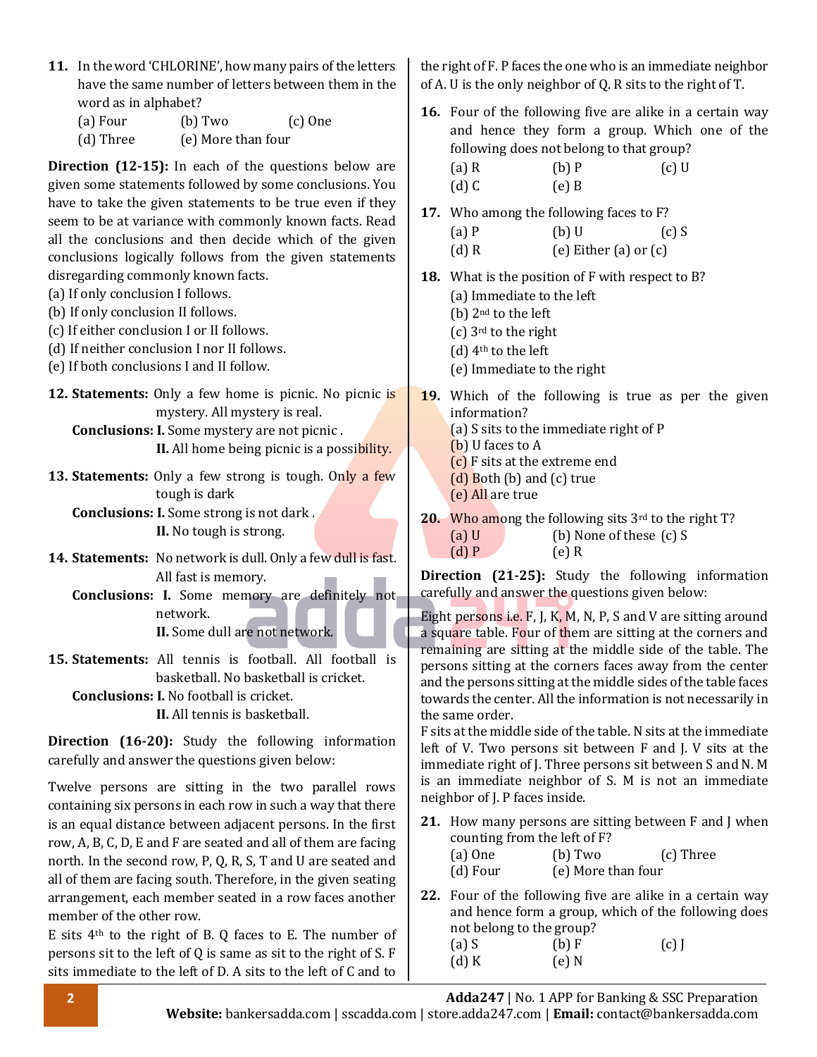**11.** In the word 'CHLORINE', how many pairs of the letters have the same number of letters between them in the word as in alphabet?

(a) Four (b) Two (c) One
(d) Three (e) More than four

**Direction (12-15):** In each of the questions below are given some statements followed by some conclusions. You have to take the given statements to be true even if they seem to be at variance with commonly known facts. Read all the conclusions and then decide which of the given conclusions logically follows from the given statements disregarding commonly known facts.

(a) If only conclusion I follows.
(b) If only conclusion II follows.
(c) If either conclusion I or II follows.
(d) If neither conclusion I nor II follows.
(e) If both conclusions I and II follow.

**12. Statements:** Only a few home is picnic. No picnic is mystery. All mystery is real.

**Conclusions: I.** Some mystery are not picnic .
**II.** All home being picnic is a possibility.

**13. Statements:** Only a few strong is tough. Only a few tough is dark

**Conclusions: I.** Some strong is not dark .
**II.** No tough is strong.

**14. Statements:** No network is dull. Only a few dull is fast. All fast is memory.

**Conclusions: I.** Some memory are definitely not network.
**II.** Some dull are not network.

**15. Statements:** All tennis is football. All football is basketball. No basketball is cricket.

**Conclusions: I.** No football is cricket.
**II.** All tennis is basketball.

**Direction (16-20):** Study the following information carefully and answer the questions given below:

Twelve persons are sitting in the two parallel rows containing six persons in each row in such a way that there is an equal distance between adjacent persons. In the first row, A, B, C, D, E and F are seated and all of them are facing north. In the second row, P, Q, R, S, T and U are seated and all of them are facing south. Therefore, in the given seating arrangement, each member seated in a row faces another member of the other row.

E sits 4th to the right of B. Q faces to E. The number of persons sit to the left of Q is same as sit to the right of S. F sits immediate to the left of D. A sits to the left of C and to the right of F. P faces the one who is an immediate neighbor of A. U is the only neighbor of Q. R sits to the right of T.

**16.** Four of the following five are alike in a certain way and hence they form a group. Which one of the following does not belong to that group?

(a) R (b) P (c) U
(d) C (e) B

**17.** Who among the following faces to F?

(a) P (b) U (c) S
(d) R (e) Either (a) or (c)

**18.** What is the position of F with respect to B?

(a) Immediate to the left
(b) 2nd to the left
(c) 3rd to the right
(d) 4th to the left
(e) Immediate to the right

**19.** Which of the following is true as per the given information?

(a) S sits to the immediate right of P
(b) U faces to A
(c) F sits at the extreme end
(d) Both (b) and (c) true
(e) All are true

**20.** Who among the following sits 3rd to the right T?

(a) U (b) None of these (c) S
(d) P (e) R

**Direction (21-25):** Study the following information carefully and answer the questions given below:

Eight persons i.e. F, J, K, M, N, P, S and V are sitting around a square table. Four of them are sitting at the corners and remaining are sitting at the middle side of the table. The persons sitting at the corners faces away from the center and the persons sitting at the middle sides of the table faces towards the center. All the information is not necessarily in the same order.

F sits at the middle side of the table. N sits at the immediate left of V. Two persons sit between F and J. V sits at the immediate right of J. Three persons sit between S and N. M is an immediate neighbor of S. M is not an immediate neighbor of J. P faces inside.

**21.** How many persons are sitting between F and J when counting from the left of F?

(a) One (b) Two (c) Three
(d) Four (e) More than four

**22.** Four of the following five are alike in a certain way and hence form a group, which of the following does not belong to the group?

(a) S (b) F (c) J
(d) K (e) N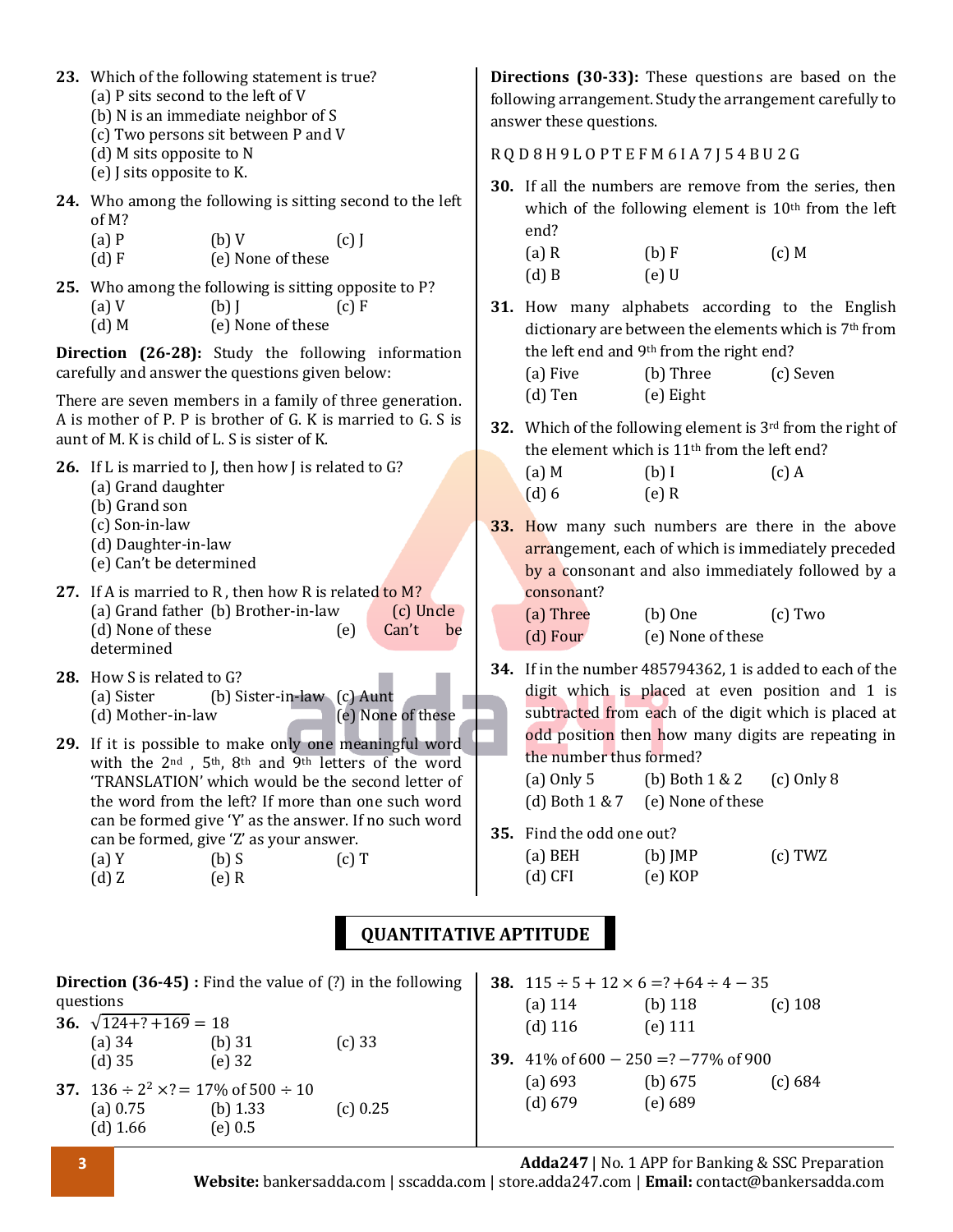**23.** Which of the following statement is true?
(a) P sits second to the left of V
(b) N is an immediate neighbor of S
(c) Two persons sit between P and V
(d) M sits opposite to N
(e) J sits opposite to K.

**24.** Who among the following is sitting second to the left of M?
(a) P (b) V (c) J
(d) F (e) None of these

**25.** Who among the following is sitting opposite to P?
(a) V (b) J (c) F
(d) M (e) None of these

**Direction (26-28):** Study the following information carefully and answer the questions given below:

There are seven members in a family of three generation. A is mother of P. P is brother of G. K is married to G. S is aunt of M. K is child of L. S is sister of K.

**26.** If L is married to J, then how J is related to G?
(a) Grand daughter
(b) Grand son
(c) Son-in-law
(d) Daughter-in-law
(e) Can't be determined

**27.** If A is married to R , then how R is related to M?
(a) Grand father (b) Brother-in-law (c) Uncle
(d) None of these (e) Can't be determined

**28.** How S is related to G?
(a) Sister (b) Sister-in-law (c) Aunt
(d) Mother-in-law (e) None of these

**29.** If it is possible to make only one meaningful word with the 2nd , 5th, 8th and 9th letters of the word 'TRANSLATION' which would be the second letter of the word from the left? If more than one such word can be formed give 'Y' as the answer. If no such word can be formed, give 'Z' as your answer.
(a) Y (b) S (c) T
(d) Z (e) R

**Directions (30-33):** These questions are based on the following arrangement. Study the arrangement carefully to answer these questions.

R Q D 8 H 9 L O P T E F M 6 I A 7 J 5 4 B U 2 G

**30.** If all the numbers are remove from the series, then which of the following element is 10th from the left end?
(a) R (b) F (c) M
(d) B (e) U

**31.** How many alphabets according to the English dictionary are between the elements which is 7th from the left end and 9th from the right end?
(a) Five (b) Three (c) Seven
(d) Ten (e) Eight

**32.** Which of the following element is 3rd from the right of the element which is 11th from the left end?
(a) M (b) I (c) A
(d) 6 (e) R

**33.** How many such numbers are there in the above arrangement, each of which is immediately preceded by a consonant and also immediately followed by a consonant?
(a) Three (b) One (c) Two
(d) Four (e) None of these

**34.** If in the number 485794362, 1 is added to each of the digit which is placed at even position and 1 is subtracted from each of the digit which is placed at odd position then how many digits are repeating in the number thus formed?
(a) Only 5 (b) Both 1 & 2 (c) Only 8
(d) Both 1 & 7 (e) None of these

**35.** Find the odd one out?
(a) BEH (b) JMP (c) TWZ
(d) CFI (e) KOP

## QUANTITATIVE APTITUDE

**Direction (36-45) :** Find the value of (?) in the following questions

**36.** $\sqrt{124+?+169} = 18$
(a) 34 (b) 31 (c) 33
(d) 35 (e) 32

**37.** $136 \div 2^2 \times ? = 17\%$ of $500 \div 10$
(a) 0.75 (b) 1.33 (c) 0.25
(d) 1.66 (e) 0.5

**38.** $115 \div 5 + 12 \times 6 = ? + 64 \div 4 - 35$
(a) 114 (b) 118 (c) 108
(d) 116 (e) 111

**39.** 41% of 600 − 250 = ? − 77% of 900
(a) 693 (b) 675 (c) 684
(d) 679 (e) 689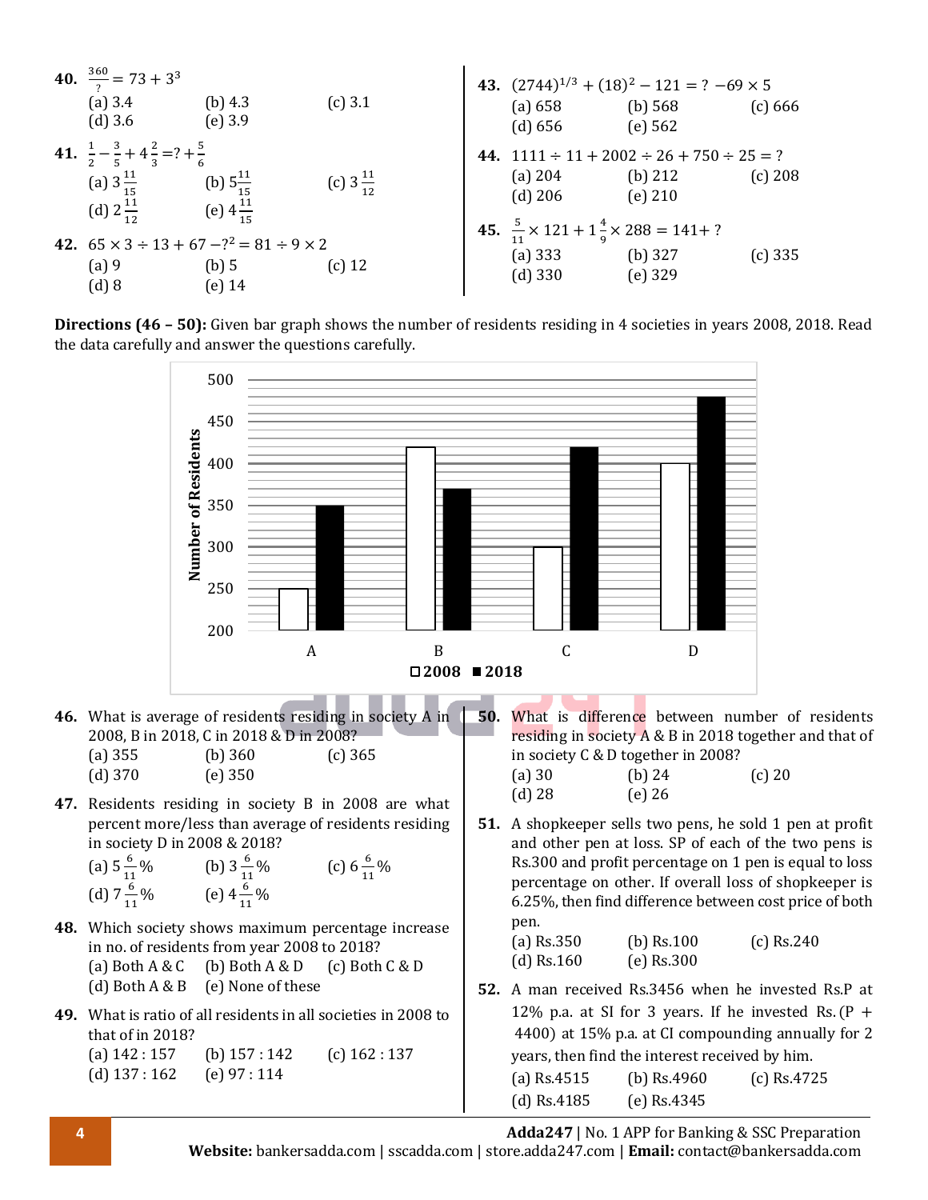**40.** $\frac{360}{?} = 73 + 3^3$

(a) 3.4 (b) 4.3 (c) 3.1
(d) 3.6 (e) 3.9

**41.** $\frac{1}{2} - \frac{3}{5} + 4\frac{2}{3} = ? + \frac{5}{6}$

(a) $3\frac{11}{15}$ (b) $5\frac{11}{15}$ (c) $3\frac{11}{12}$
(d) $2\frac{11}{12}$ (e) $4\frac{11}{15}$

**42.** $65 \times 3 \div 13 + 67 - ?^2 = 81 \div 9 \times 2$

(a) 9 (b) 5 (c) 12
(d) 8 (e) 14

**43.** $(2744)^{1/3} + (18)^2 - 121 = ? - 69 \times 5$

(a) 658 (b) 568 (c) 666
(d) 656 (e) 562

**44.** $1111 \div 11 + 2002 \div 26 + 750 \div 25 = ?$

(a) 204 (b) 212 (c) 208
(d) 206 (e) 210

**45.** $\frac{5}{11} \times 121 + 1\frac{4}{9} \times 288 = 141 + ?$

(a) 333 (b) 327 (c) 335
(d) 330 (e) 329

**Directions (46 – 50):** Given bar graph shows the number of residents residing in 4 societies in years 2008, 2018. Read the data carefully and answer the questions carefully.

| Society | 2008 | 2018 |
|---|---|---|
| A | 250 | 350 |
| B | 420 | 370 |
| C | 300 | 420 |
| D | 400 | 480 |

**46.** What is average of residents residing in society A in 2008, B in 2018, C in 2018 & D in 2008?

(a) 355 (b) 360 (c) 365
(d) 370 (e) 350

**47.** Residents residing in society B in 2008 are what percent more/less than average of residents residing in society D in 2008 & 2018?

(a) $5\frac{6}{11}\%$ (b) $3\frac{6}{11}\%$ (c) $6\frac{6}{11}\%$
(d) $7\frac{6}{11}\%$ (e) $4\frac{6}{11}\%$

**48.** Which society shows maximum percentage increase in no. of residents from year 2008 to 2018?

(a) Both A & C (b) Both A & D (c) Both C & D
(d) Both A & B (e) None of these

**49.** What is ratio of all residents in all societies in 2008 to that of in 2018?

(a) 142 : 157 (b) 157 : 142 (c) 162 : 137
(d) 137 : 162 (e) 97 : 114

**50.** What is difference between number of residents residing in society A & B in 2018 together and that of in society C & D together in 2008?

(a) 30 (b) 24 (c) 20
(d) 28 (e) 26

**51.** A shopkeeper sells two pens, he sold 1 pen at profit and other pen at loss. SP of each of the two pens is Rs.300 and profit percentage on 1 pen is equal to loss percentage on other. If overall loss of shopkeeper is 6.25%, then find difference between cost price of both pen.

(a) Rs.350 (b) Rs.100 (c) Rs.240
(d) Rs.160 (e) Rs.300

**52.** A man received Rs.3456 when he invested Rs.P at 12% p.a. at SI for 3 years. If he invested Rs.(P + 4400) at 15% p.a. at CI compounding annually for 2 years, then find the interest received by him.

(a) Rs.4515 (b) Rs.4960 (c) Rs.4725
(d) Rs.4185 (e) Rs.4345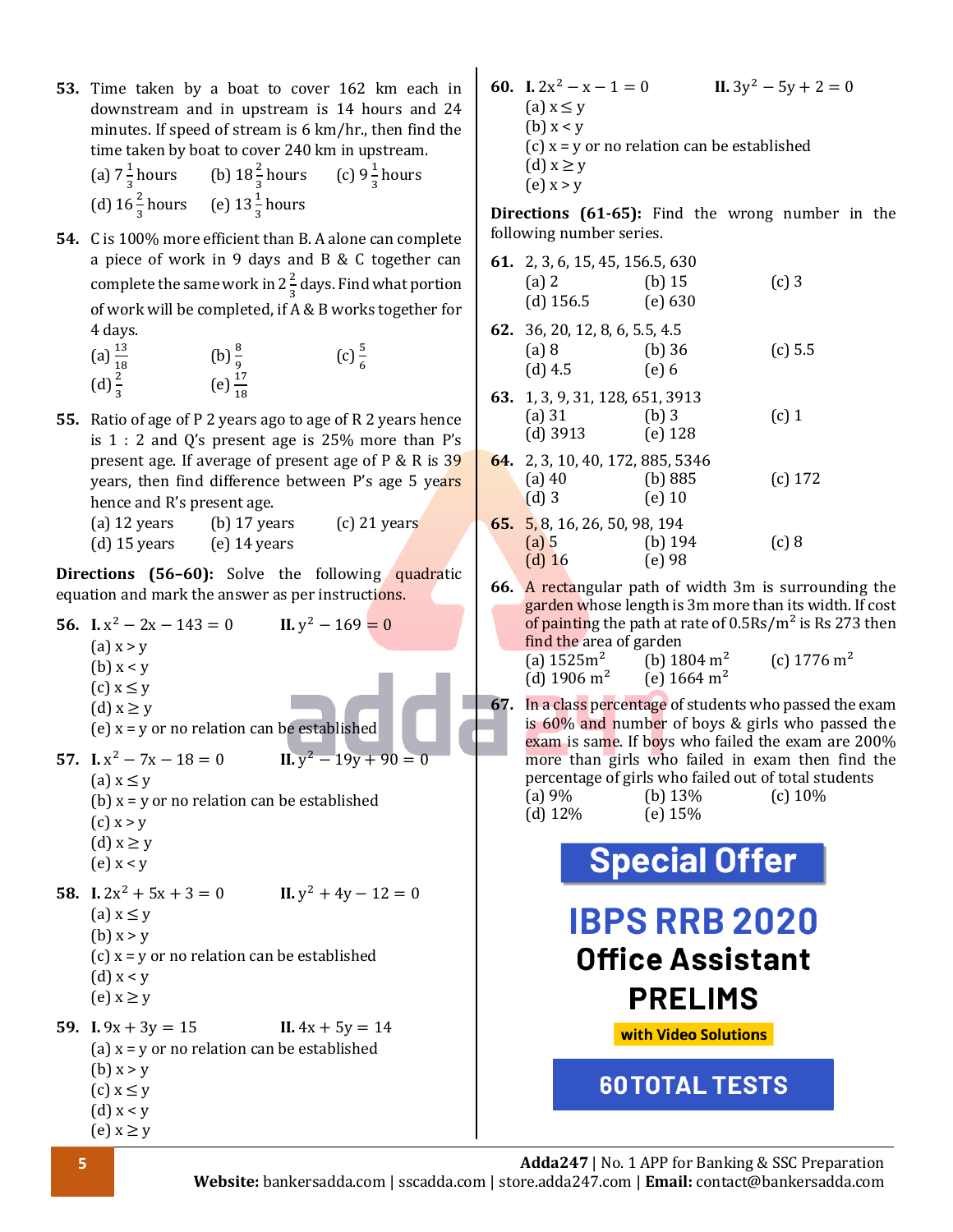**53.** Time taken by a boat to cover 162 km each in downstream and in upstream is 14 hours and 24 minutes. If speed of stream is 6 km/hr., then find the time taken by boat to cover 240 km in upstream.

(a) $7\frac{1}{3}$ hours (b) $18\frac{2}{3}$ hours (c) $9\frac{1}{3}$ hours
(d) $16\frac{2}{3}$ hours (e) $13\frac{1}{3}$ hours

**54.** C is 100% more efficient than B. A alone can complete a piece of work in 9 days and B & C together can complete the same work in $2\frac{2}{3}$ days. Find what portion of work will be completed, if A & B works together for 4 days.

(a) $\frac{13}{18}$ (b) $\frac{8}{9}$ (c) $\frac{5}{6}$
(d) $\frac{2}{3}$ (e) $\frac{17}{18}$

**55.** Ratio of age of P 2 years ago to age of R 2 years hence is 1 : 2 and Q's present age is 25% more than P's present age. If average of present age of P & R is 39 years, then find difference between P's age 5 years hence and R's present age.

(a) 12 years (b) 17 years (c) 21 years
(d) 15 years (e) 14 years

**Directions (56–60):** Solve the following quadratic equation and mark the answer as per instructions.

**56.** **I.** $x^2 - 2x - 143 = 0$ **II.** $y^2 - 169 = 0$

(a) x > y
(b) x < y
(c) x ≤ y
(d) x ≥ y
(e) x = y or no relation can be established

**57.** **I.** $x^2 - 7x - 18 = 0$ **II.** $y^2 - 19y + 90 = 0$

(a) x ≤ y
(b) x = y or no relation can be established
(c) x > y
(d) x ≥ y
(e) x < y

**58.** **I.** $2x^2 + 5x + 3 = 0$ **II.** $y^2 + 4y - 12 = 0$

(a) x ≤ y
(b) x > y
(c) x = y or no relation can be established
(d) x < y
(e) x ≥ y

**59.** **I.** $9x + 3y = 15$ **II.** $4x + 5y = 14$

(a) x = y or no relation can be established
(b) x > y
(c) x ≤ y
(d) x < y
(e) x ≥ y

**60.** **I.** $2x^2 - x - 1 = 0$ **II.** $3y^2 - 5y + 2 = 0$

(a) x ≤ y
(b) x < y
(c) x = y or no relation can be established
(d) x ≥ y
(e) x > y

**Directions (61-65):** Find the wrong number in the following number series.

**61.** 2, 3, 6, 15, 45, 156.5, 630

(a) 2 (b) 15 (c) 3
(d) 156.5 (e) 630

**62.** 36, 20, 12, 8, 6, 5.5, 4.5

(a) 8 (b) 36 (c) 5.5
(d) 4.5 (e) 6

**63.** 1, 3, 9, 31, 128, 651, 3913

(a) 31 (b) 3 (c) 1
(d) 3913 (e) 128

**64.** 2, 3, 10, 40, 172, 885, 5346

(a) 40 (b) 885 (c) 172
(d) 3 (e) 10

**65.** 5, 8, 16, 26, 50, 98, 194

(a) 5 (b) 194 (c) 8
(d) 16 (e) 98

**66.** A rectangular path of width 3m is surrounding the garden whose length is 3m more than its width. If cost of painting the path at rate of 0.5Rs/$m^2$ is Rs 273 then find the area of garden

(a) 1525$m^2$ (b) 1804 $m^2$ (c) 1776 $m^2$
(d) 1906 $m^2$ (e) 1664 $m^2$

**67.** In a class percentage of students who passed the exam is 60% and number of boys & girls who passed the exam is same. If boys who failed the exam are 200% more than girls who failed in exam then find the percentage of girls who failed out of total students

(a) 9% (b) 13% (c) 10%
(d) 12% (e) 15%

**Special Offer**

**IBPS RRB 2020**
**Office Assistant**
**PRELIMS**
**with Video Solutions**
**60 TOTAL TESTS**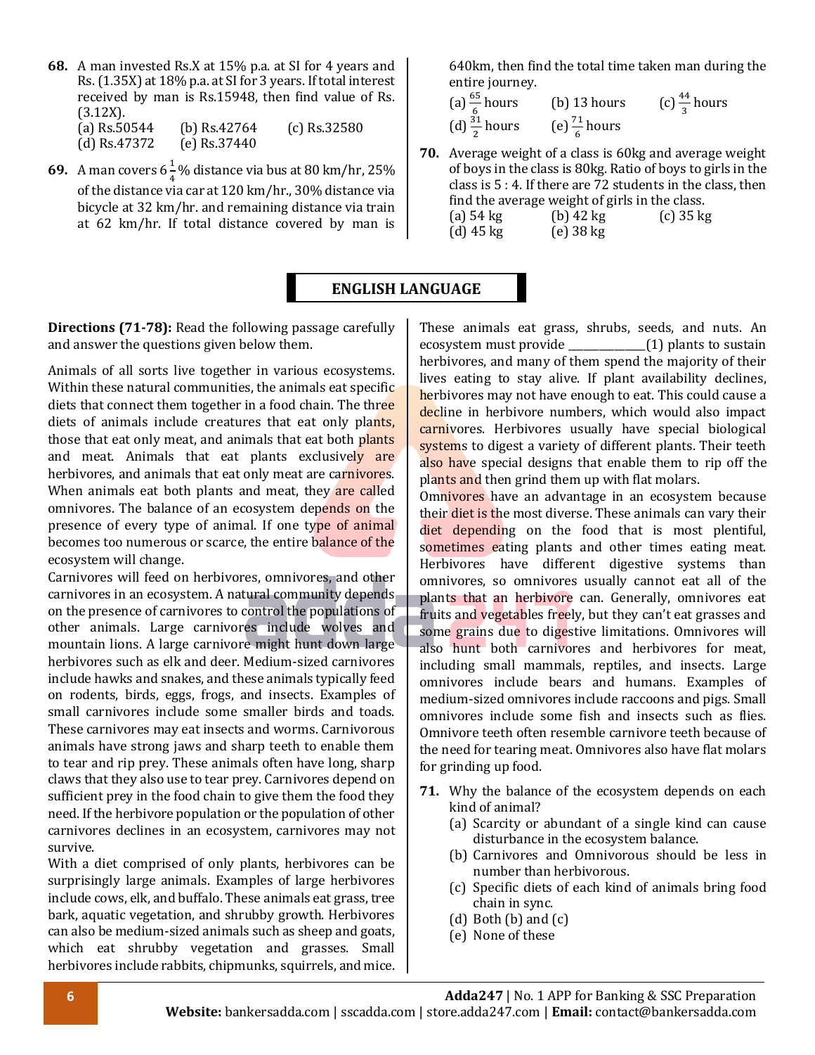**68.** A man invested Rs.X at 15% p.a. at SI for 4 years and Rs. (1.35X) at 18% p.a. at SI for 3 years. If total interest received by man is Rs.15948, then find value of Rs. (3.12X).

(a) Rs.50544 (b) Rs.42764 (c) Rs.32580
(d) Rs.47372 (e) Rs.37440

**69.** A man covers $6\frac{1}{4}$% distance via bus at 80 km/hr, 25% of the distance via car at 120 km/hr., 30% distance via bicycle at 32 km/hr. and remaining distance via train at 62 km/hr. If total distance covered by man is 640km, then find the total time taken man during the entire journey.

(a) $\frac{65}{6}$ hours (b) 13 hours (c) $\frac{44}{3}$ hours
(d) $\frac{31}{2}$ hours (e) $\frac{71}{6}$ hours

**70.** Average weight of a class is 60kg and average weight of boys in the class is 80kg. Ratio of boys to girls in the class is 5 : 4. If there are 72 students in the class, then find the average weight of girls in the class.

(a) 54 kg (b) 42 kg (c) 35 kg
(d) 45 kg (e) 38 kg

## ENGLISH LANGUAGE

**Directions (71-78):** Read the following passage carefully and answer the questions given below them.

Animals of all sorts live together in various ecosystems. Within these natural communities, the animals eat specific diets that connect them together in a food chain. The three diets of animals include creatures that eat only plants, those that eat only meat, and animals that eat both plants and meat. Animals that eat plants exclusively are herbivores, and animals that eat only meat are carnivores. When animals eat both plants and meat, they are called omnivores. The balance of an ecosystem depends on the presence of every type of animal. If one type of animal becomes too numerous or scarce, the entire balance of the ecosystem will change.

Carnivores will feed on herbivores, omnivores, and other carnivores in an ecosystem. A natural community depends on the presence of carnivores to control the populations of other animals. Large carnivores include wolves and mountain lions. A large carnivore might hunt down large herbivores such as elk and deer. Medium-sized carnivores include hawks and snakes, and these animals typically feed on rodents, birds, eggs, frogs, and insects. Examples of small carnivores include some smaller birds and toads. These carnivores may eat insects and worms. Carnivorous animals have strong jaws and sharp teeth to enable them to tear and rip prey. These animals often have long, sharp claws that they also use to tear prey. Carnivores depend on sufficient prey in the food chain to give them the food they need. If the herbivore population or the population of other carnivores declines in an ecosystem, carnivores may not survive.

With a diet comprised of only plants, herbivores can be surprisingly large animals. Examples of large herbivores include cows, elk, and buffalo. These animals eat grass, tree bark, aquatic vegetation, and shrubby growth. Herbivores can also be medium-sized animals such as sheep and goats, which eat shrubby vegetation and grasses. Small herbivores include rabbits, chipmunks, squirrels, and mice. These animals eat grass, shrubs, seeds, and nuts. An ecosystem must provide _____________(1) plants to sustain herbivores, and many of them spend the majority of their lives eating to stay alive. If plant availability declines, herbivores may not have enough to eat. This could cause a decline in herbivore numbers, which would also impact carnivores. Herbivores usually have special biological systems to digest a variety of different plants. Their teeth also have special designs that enable them to rip off the plants and then grind them up with flat molars.

Omnivores have an advantage in an ecosystem because their diet is the most diverse. These animals can vary their diet depending on the food that is most plentiful, sometimes eating plants and other times eating meat. Herbivores have different digestive systems than omnivores, so omnivores usually cannot eat all of the plants that an herbivore can. Generally, omnivores eat fruits and vegetables freely, but they can't eat grasses and some grains due to digestive limitations. Omnivores will also hunt both carnivores and herbivores for meat, including small mammals, reptiles, and insects. Large omnivores include bears and humans. Examples of medium-sized omnivores include raccoons and pigs. Small omnivores include some fish and insects such as flies. Omnivore teeth often resemble carnivore teeth because of the need for tearing meat. Omnivores also have flat molars for grinding up food.

**71.** Why the balance of the ecosystem depends on each kind of animal?

(a) Scarcity or abundant of a single kind can cause disturbance in the ecosystem balance.
(b) Carnivores and Omnivorous should be less in number than herbivorous.
(c) Specific diets of each kind of animals bring food chain in sync.
(d) Both (b) and (c)
(e) None of these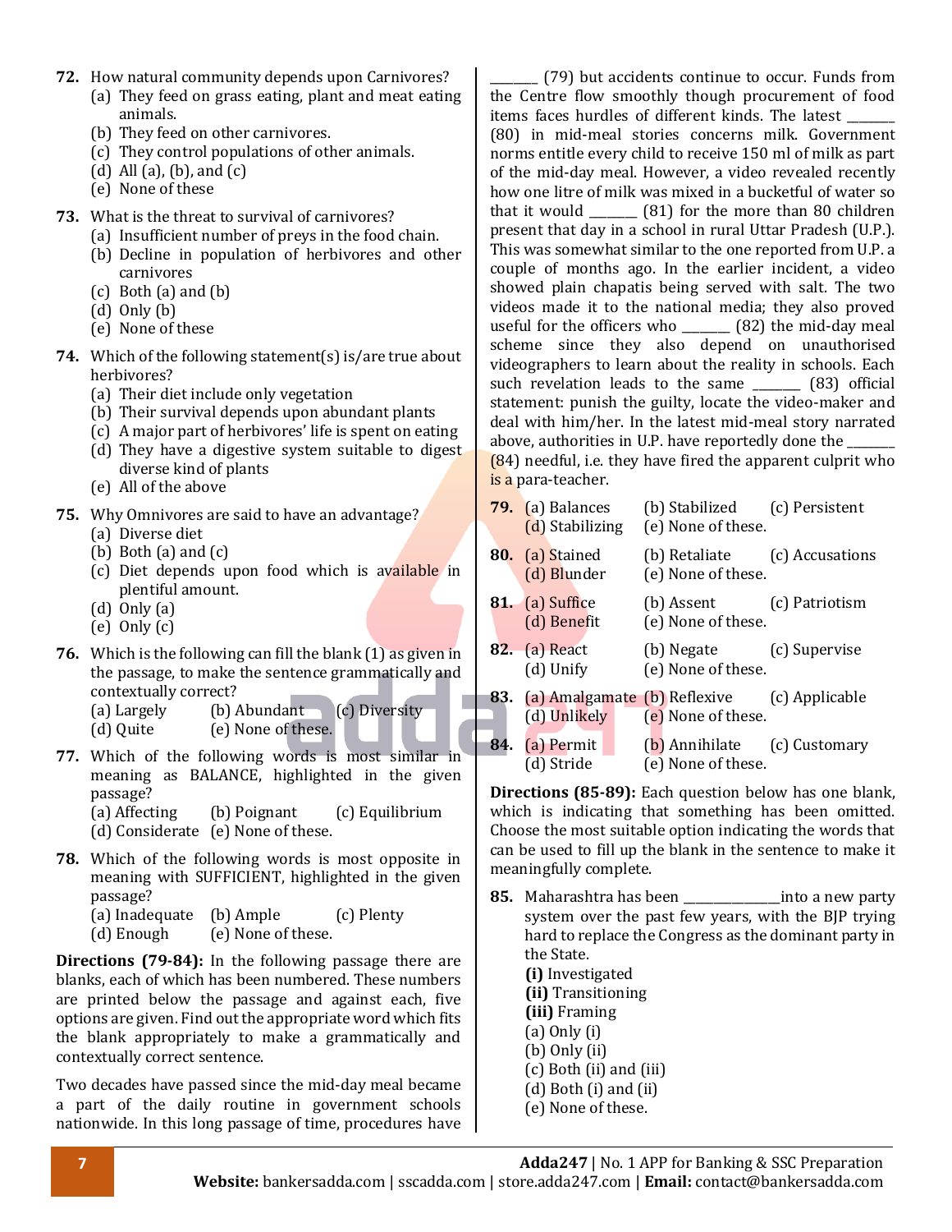**72.** How natural community depends upon Carnivores?
- (a) They feed on grass eating, plant and meat eating animals.
- (b) They feed on other carnivores.
- (c) They control populations of other animals.
- (d) All (a), (b), and (c)
- (e) None of these

**73.** What is the threat to survival of carnivores?
- (a) Insufficient number of preys in the food chain.
- (b) Decline in population of herbivores and other carnivores
- (c) Both (a) and (b)
- (d) Only (b)
- (e) None of these

**74.** Which of the following statement(s) is/are true about herbivores?
- (a) Their diet include only vegetation
- (b) Their survival depends upon abundant plants
- (c) A major part of herbivores' life is spent on eating
- (d) They have a digestive system suitable to digest diverse kind of plants
- (e) All of the above

**75.** Why Omnivores are said to have an advantage?
- (a) Diverse diet
- (b) Both (a) and (c)
- (c) Diet depends upon food which is available in plentiful amount.
- (d) Only (a)
- (e) Only (c)

**76.** Which is the following can fill the blank (1) as given in the passage, to make the sentence grammatically and contextually correct?

(a) Largely (b) Abundant (c) Diversity
(d) Quite (e) None of these.

**77.** Which of the following words is most similar in meaning as BALANCE, highlighted in the given passage?

(a) Affecting (b) Poignant (c) Equilibrium
(d) Considerate (e) None of these.

**78.** Which of the following words is most opposite in meaning with SUFFICIENT, highlighted in the given passage?

(a) Inadequate (b) Ample (c) Plenty
(d) Enough (e) None of these.

**Directions (79-84):** In the following passage there are blanks, each of which has been numbered. These numbers are printed below the passage and against each, five options are given. Find out the appropriate word which fits the blank appropriately to make a grammatically and contextually correct sentence.

Two decades have passed since the mid-day meal became a part of the daily routine in government schools nationwide. In this long passage of time, procedures have _______ (79) but accidents continue to occur. Funds from the Centre flow smoothly though procurement of food items faces hurdles of different kinds. The latest _______ (80) in mid-meal stories concerns milk. Government norms entitle every child to receive 150 ml of milk as part of the mid-day meal. However, a video revealed recently how one litre of milk was mixed in a bucketful of water so that it would _______ (81) for the more than 80 children present that day in a school in rural Uttar Pradesh (U.P.). This was somewhat similar to the one reported from U.P. a couple of months ago. In the earlier incident, a video showed plain chapatis being served with salt. The two videos made it to the national media; they also proved useful for the officers who _______ (82) the mid-day meal scheme since they also depend on unauthorised videographers to learn about the reality in schools. Each such revelation leads to the same _______ (83) official statement: punish the guilty, locate the video-maker and deal with him/her. In the latest mid-meal story narrated above, authorities in U.P. have reportedly done the _______ (84) needful, i.e. they have fired the apparent culprit who is a para-teacher.

**79.** (a) Balances (b) Stabilized (c) Persistent
(d) Stabilizing (e) None of these.

**80.** (a) Stained (b) Retaliate (c) Accusations
(d) Blunder (e) None of these.

**81.** (a) Suffice (b) Assent (c) Patriotism
(d) Benefit (e) None of these.

**82.** (a) React (b) Negate (c) Supervise
(d) Unify (e) None of these.

**83.** (a) Amalgamate (b) Reflexive (c) Applicable
(d) Unlikely (e) None of these.

**84.** (a) Permit (b) Annihilate (c) Customary
(d) Stride (e) None of these.

**Directions (85-89):** Each question below has one blank, which is indicating that something has been omitted. Choose the most suitable option indicating the words that can be used to fill up the blank in the sentence to make it meaningfully complete.

**85.** Maharashtra has been _______________into a new party system over the past few years, with the BJP trying hard to replace the Congress as the dominant party in the State.

**(i)** Investigated
**(ii)** Transitioning
**(iii)** Framing

- (a) Only (i)
- (b) Only (ii)
- (c) Both (ii) and (iii)
- (d) Both (i) and (ii)
- (e) None of these.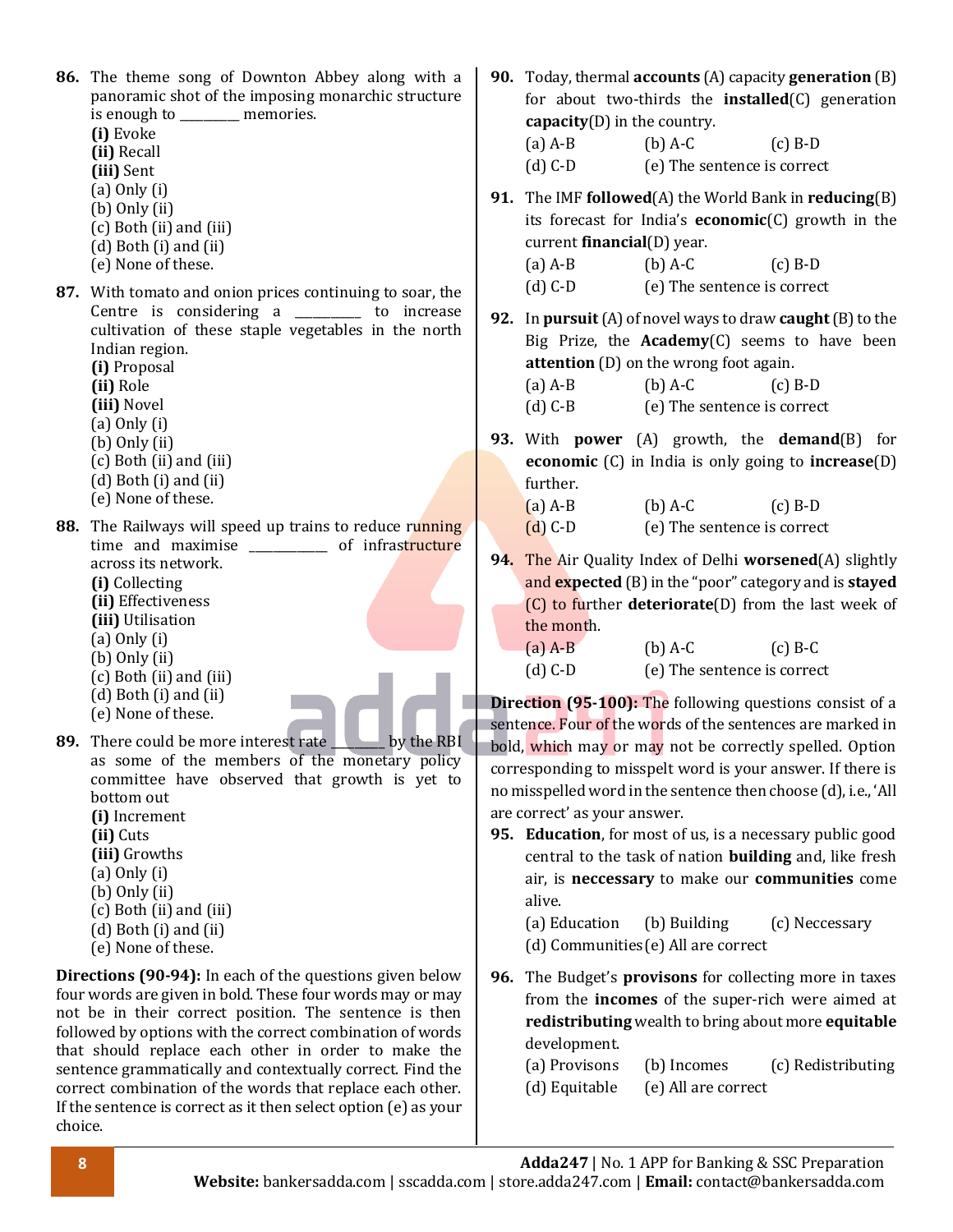**86.** The theme song of Downton Abbey along with a panoramic shot of the imposing monarchic structure is enough to ________ memories.

**(i)** Evoke
**(ii)** Recall
**(iii)** Sent

(a) Only (i)
(b) Only (ii)
(c) Both (ii) and (iii)
(d) Both (i) and (ii)
(e) None of these.

**87.** With tomato and onion prices continuing to soar, the Centre is considering a _________ to increase cultivation of these staple vegetables in the north Indian region.

**(i)** Proposal
**(ii)** Role
**(iii)** Novel

(a) Only (i)
(b) Only (ii)
(c) Both (ii) and (iii)
(d) Both (i) and (ii)
(e) None of these.

**88.** The Railways will speed up trains to reduce running time and maximise ___________ of infrastructure across its network.

**(i)** Collecting
**(ii)** Effectiveness
**(iii)** Utilisation

(a) Only (i)
(b) Only (ii)
(c) Both (ii) and (iii)
(d) Both (i) and (ii)
(e) None of these.

**89.** There could be more interest rate _______ by the RBI as some of the members of the monetary policy committee have observed that growth is yet to bottom out

**(i)** Increment
**(ii)** Cuts
**(iii)** Growths

(a) Only (i)
(b) Only (ii)
(c) Both (ii) and (iii)
(d) Both (i) and (ii)
(e) None of these.

**Directions (90-94):** In each of the questions given below four words are given in bold. These four words may or may not be in their correct position. The sentence is then followed by options with the correct combination of words that should replace each other in order to make the sentence grammatically and contextually correct. Find the correct combination of the words that replace each other. If the sentence is correct as it then select option (e) as your choice.

**90.** Today, thermal **accounts** (A) capacity **generation** (B) for about two-thirds the **installed**(C) generation **capacity**(D) in the country.

(a) A-B (b) A-C (c) B-D
(d) C-D (e) The sentence is correct

**91.** The IMF **followed**(A) the World Bank in **reducing**(B) its forecast for India's **economic**(C) growth in the current **financial**(D) year.

(a) A-B (b) A-C (c) B-D
(d) C-D (e) The sentence is correct

**92.** In **pursuit** (A) of novel ways to draw **caught** (B) to the Big Prize, the **Academy**(C) seems to have been **attention** (D) on the wrong foot again.

(a) A-B (b) A-C (c) B-D
(d) C-B (e) The sentence is correct

**93.** With **power** (A) growth, the **demand**(B) for **economic** (C) in India is only going to **increase**(D) further.

(a) A-B (b) A-C (c) B-D
(d) C-D (e) The sentence is correct

**94.** The Air Quality Index of Delhi **worsened**(A) slightly and **expected** (B) in the "poor" category and is **stayed** (C) to further **deteriorate**(D) from the last week of the month.

(a) A-B (b) A-C (c) B-C
(d) C-D (e) The sentence is correct

**Direction (95-100):** The following questions consist of a sentence. Four of the words of the sentences are marked in bold, which may or may not be correctly spelled. Option corresponding to misspelt word is your answer. If there is no misspelled word in the sentence then choose (d), i.e., 'All are correct' as your answer.

**95.** **Education**, for most of us, is a necessary public good central to the task of nation **building** and, like fresh air, is **neccessary** to make our **communities** come alive.

(a) Education (b) Building (c) Neccessary
(d) Communities (e) All are correct

**96.** The Budget's **provisons** for collecting more in taxes from the **incomes** of the super-rich were aimed at **redistributing** wealth to bring about more **equitable** development.

(a) Provisons (b) Incomes (c) Redistributing
(d) Equitable (e) All are correct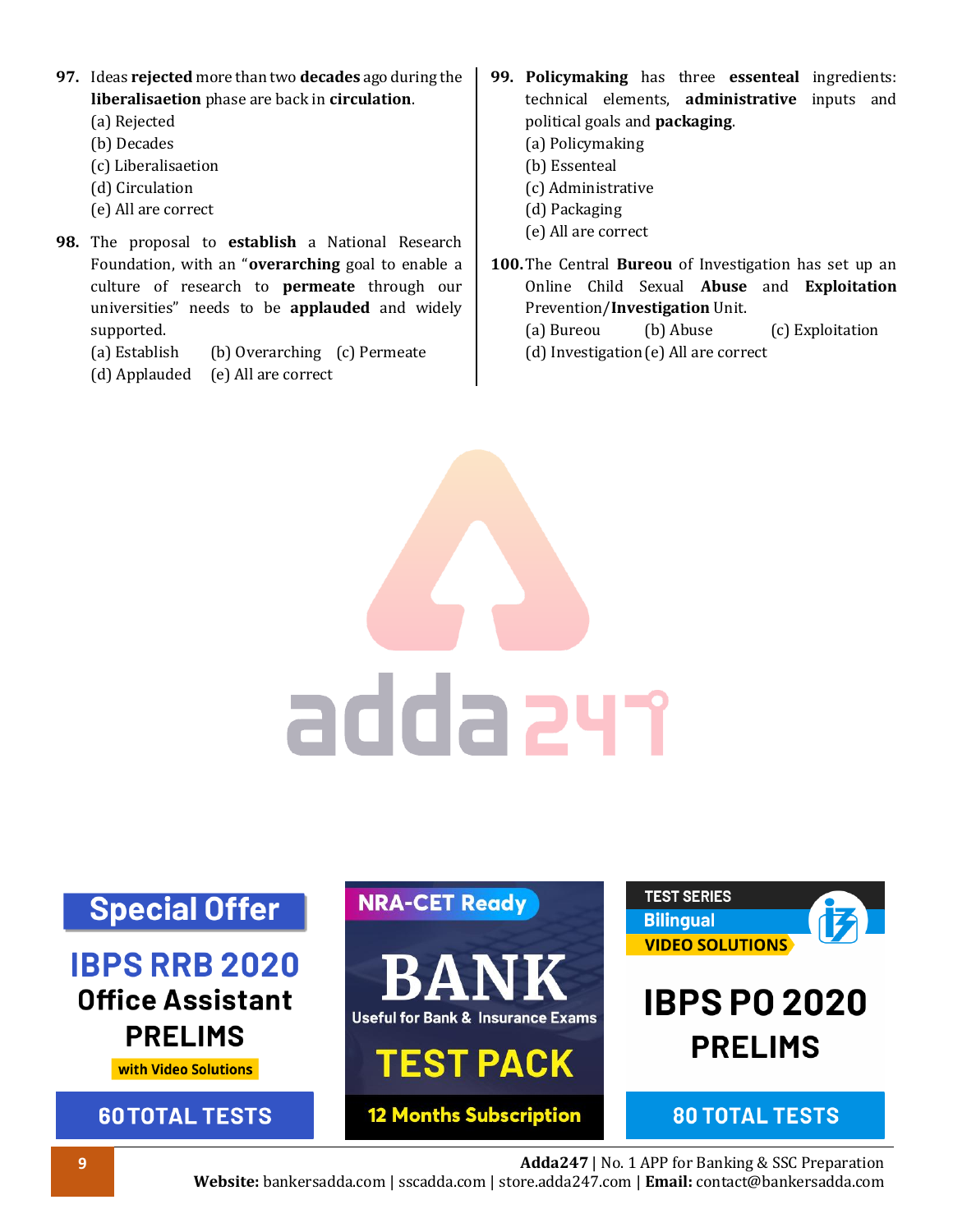**97.** Ideas **rejected** more than two **decades** ago during the **liberalisaetion** phase are back in **circulation**.
(a) Rejected
(b) Decades
(c) Liberalisaetion
(d) Circulation
(e) All are correct

**98.** The proposal to **establish** a National Research Foundation, with an "**overarching** goal to enable a culture of research to **permeate** through our universities" needs to be **applauded** and widely supported.
(a) Establish (b) Overarching (c) Permeate
(d) Applauded (e) All are correct

**99.** **Policymaking** has three **essenteal** ingredients: technical elements, **administrative** inputs and political goals and **packaging**.
(a) Policymaking
(b) Essenteal
(c) Administrative
(d) Packaging
(e) All are correct

**100.** The Central **Bureou** of Investigation has set up an Online Child Sexual **Abuse** and **Exploitation** Prevention/**Investigation** Unit.
(a) Bureou (b) Abuse (c) Exploitation
(d) Investigation (e) All are correct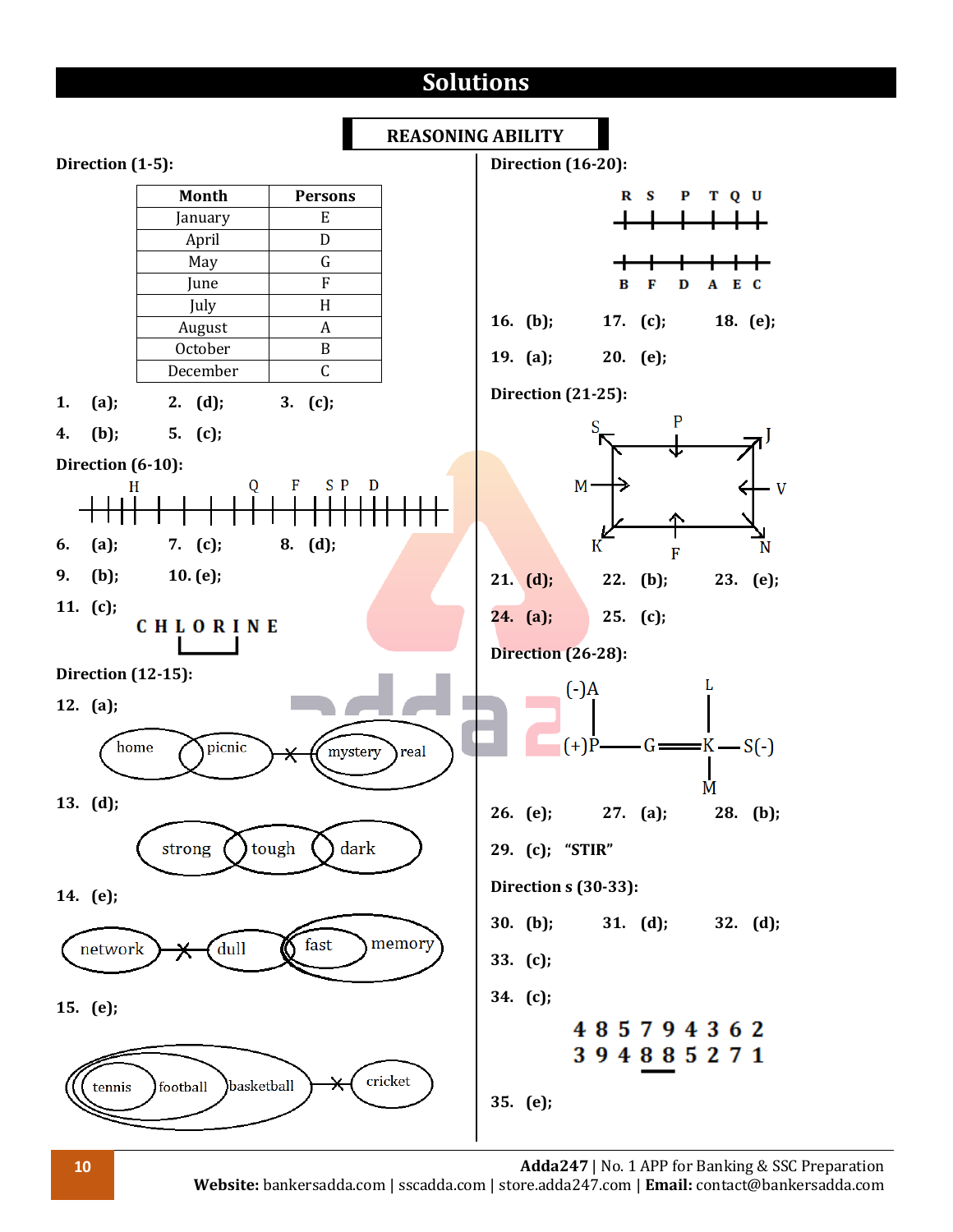# Solutions

## REASONING ABILITY

**Direction (1-5):**

| Month | Persons |
|---|---|
| January | E |
| April | D |
| May | G |
| June | F |
| July | H |
| August | A |
| October | B |
| December | C |

**1. (a);** **2. (d);** **3. (c);**

**4. (b);** **5. (c);**

**Direction (6-10):**

H Q F S P D

**6. (a);** **7. (c);** **8. (d);**

**9. (b);** **10. (e);**

**11. (c);**

C H L O R I N E

**Direction (12-15):**

**12. (a);**

home picnic × mystery real

**13. (d);**

strong tough dark

**14. (e);**

network × dull fast memory

**15. (e);**

tennis football basketball × cricket

**Direction (16-20):**

R S P T Q U

B F D A E C

**16. (b);** **17. (c);** **18. (e);**

**19. (a);** **20. (e);**

**Direction (21-25):**

S P J
M V
K F N

**21. (d);** **22. (b);** **23. (e);**

**24. (a);** **25. (c);**

**Direction (26-28):**

(-)A, L
(+)P — G ═ K — S(-)
M

**26. (e);** **27. (a);** **28. (b);**

**29. (c); "STIR"**

**Directions (30-33):**

**30. (b);** **31. (d);** **32. (d);**

**33. (c);**

**34. (c);**

4 8 5 7 9 4 3 6 2
3 9 4 8 8 5 2 7 1

**35. (e);**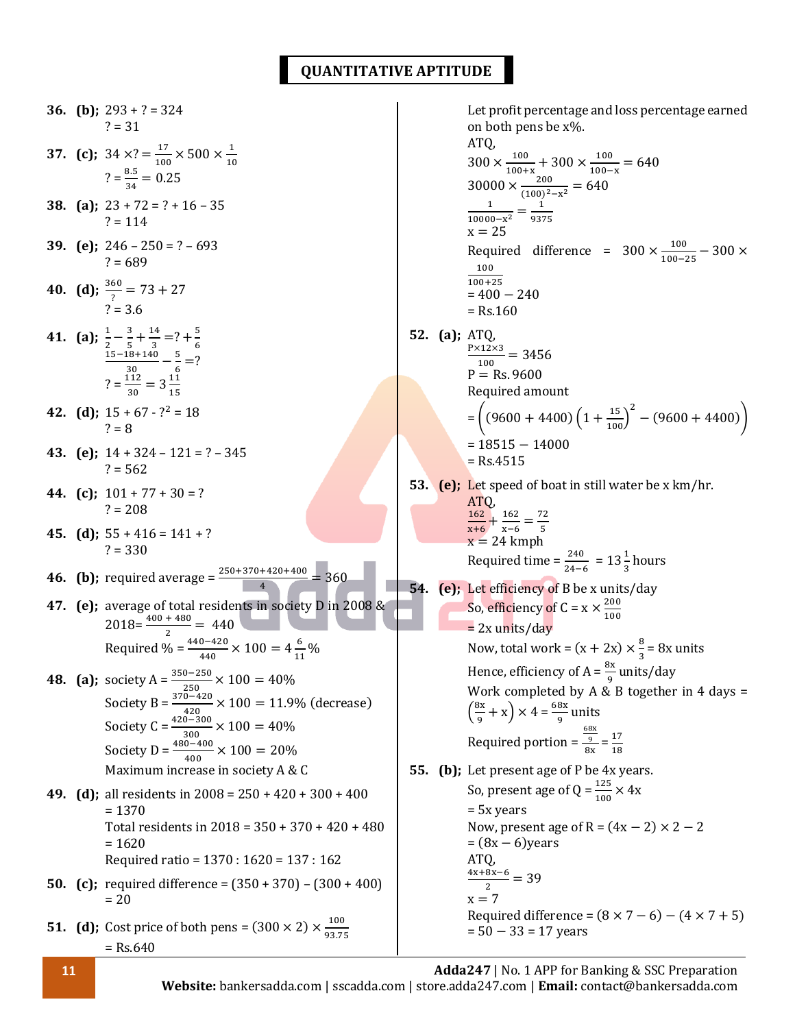## QUANTITATIVE APTITUDE

**36. (b);** $293 + ? = 324$
$? = 31$

**37. (c);** $34 \times ? = \frac{17}{100} \times 500 \times \frac{1}{10}$
$? = \frac{8.5}{34} = 0.25$

**38. (a);** $23 + 72 = ? + 16 - 35$
$? = 114$

**39. (e);** $246 - 250 = ? - 693$
$? = 689$

**40. (d);** $\frac{360}{?} = 73 + 27$
$? = 3.6$

**41. (a);** $\frac{1}{2} - \frac{3}{5} + \frac{14}{3} = ? + \frac{5}{6}$
$\frac{15-18+140}{30} - \frac{5}{6} = ?$
$? = \frac{112}{30} = 3\frac{11}{15}$

**42. (d);** $15 + 67 - ?^2 = 18$
$? = 8$

**43. (e);** $14 + 324 - 121 = ? - 345$
$? = 562$

**44. (c);** $101 + 77 + 30 = ?$
$? = 208$

**45. (d);** $55 + 416 = 141 + ?$
$? = 330$

**46. (b);** required average $= \frac{250+370+420+400}{4} = 360$

**47. (e);** average of total residents in society D in 2008 & 2018 $= \frac{400 + 480}{2} = 440$
Required % $= \frac{440-420}{440} \times 100 = 4\frac{6}{11}\%$

**48. (a);** society A $= \frac{350-250}{250} \times 100 = 40\%$
Society B $= \frac{370-420}{420} \times 100 = 11.9\%$ (decrease)
Society C $= \frac{420-300}{300} \times 100 = 40\%$
Society D $= \frac{480-400}{400} \times 100 = 20\%$
Maximum increase in society A & C

**49. (d);** all residents in 2008 = 250 + 420 + 300 + 400 = 1370
Total residents in 2018 = 350 + 370 + 420 + 480 = 1620
Required ratio = 1370 : 1620 = 137 : 162

**50. (c);** required difference = (350 + 370) – (300 + 400) = 20

**51. (d);** Cost price of both pens $= (300 \times 2) \times \frac{100}{93.75}$
= Rs.640
Let profit percentage and loss percentage earned on both pens be x%.
ATQ,
$300 \times \frac{100}{100+x} + 300 \times \frac{100}{100-x} = 640$
$30000 \times \frac{200}{(100)^2 - x^2} = 640$
$\frac{1}{10000-x^2} = \frac{1}{9375}$
$x = 25$
Required difference $= 300 \times \frac{100}{100-25} - 300 \times \frac{100}{100+25}$
$= 400 - 240$
= Rs.160

**52. (a);** ATQ,
$\frac{P \times 12 \times 3}{100} = 3456$
$P =$ Rs. 9600
Required amount
$= \left( (9600 + 4400)\left(1 + \frac{15}{100}\right)^2 - (9600 + 4400) \right)$
$= 18515 - 14000$
= Rs.4515

**53. (e);** Let speed of boat in still water be x km/hr.
ATQ,
$\frac{162}{x+6} + \frac{162}{x-6} = \frac{72}{5}$
x = 24 kmph
Required time $= \frac{240}{24-6} = 13\frac{1}{3}$ hours

**54. (e);** Let efficiency of B be x units/day
So, efficiency of C $= x \times \frac{200}{100}$
= 2x units/day
Now, total work $= (x + 2x) \times \frac{8}{3} = 8x$ units
Hence, efficiency of A $= \frac{8x}{9}$ units/day
Work completed by A & B together in 4 days $= \left(\frac{8x}{9} + x\right) \times 4 = \frac{68x}{9}$ units
Required portion $= \frac{\frac{68x}{9}}{8x} = \frac{17}{18}$

**55. (b);** Let present age of P be 4x years.
So, present age of Q $= \frac{125}{100} \times 4x$
= 5x years
Now, present age of R $= (4x - 2) \times 2 - 2$
$= (8x - 6)$ years
ATQ,
$\frac{4x+8x-6}{2} = 39$
$x = 7$
Required difference $= (8 \times 7 - 6) - (4 \times 7 + 5)$
$= 50 - 33 = 17$ years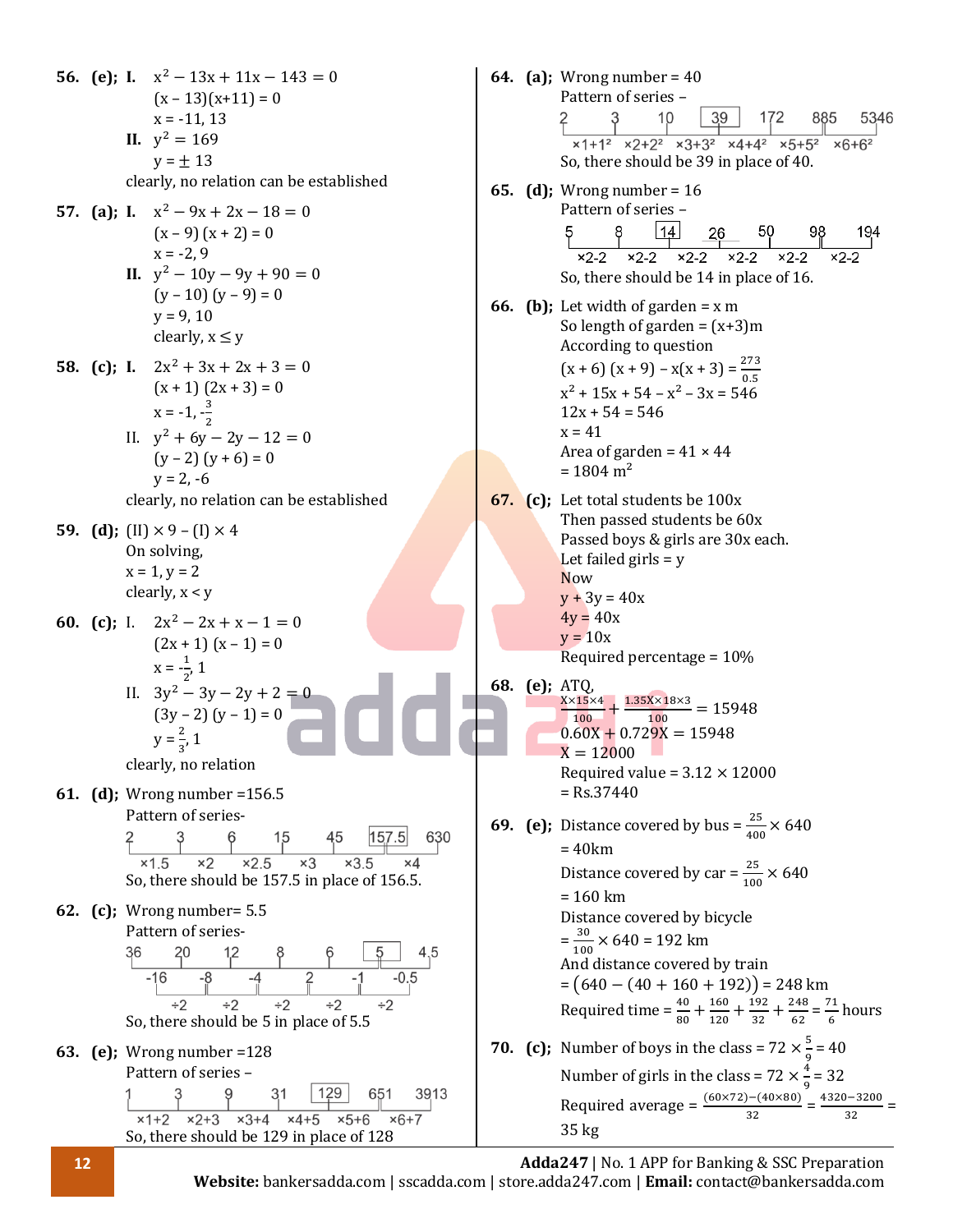**56. (e);** I. $x^2 - 13x + 11x - 143 = 0$

$(x - 13)(x+11) = 0$

$x = -11, 13$

II. $y^2 = 169$

$y = \pm 13$

clearly, no relation can be established

**57. (a);** I. $x^2 - 9x + 2x - 18 = 0$

$(x - 9)(x + 2) = 0$

$x = -2, 9$

II. $y^2 - 10y - 9y + 90 = 0$

$(y - 10)(y - 9) = 0$

$y = 9, 10$

clearly, $x \leq y$

**58. (c);** I. $2x^2 + 3x + 2x + 3 = 0$

$(x + 1)(2x + 3) = 0$

$x = -1, -\frac{3}{2}$

II. $y^2 + 6y - 2y - 12 = 0$

$(y - 2)(y + 6) = 0$

$y = 2, -6$

clearly, no relation can be established

**59. (d);** (II) × 9 – (I) × 4

On solving,

$x = 1, y = 2$

clearly, $x < y$

**60. (c);** I. $2x^2 - 2x + x - 1 = 0$

$(2x + 1)(x - 1) = 0$

$x = -\frac{1}{2}, 1$

II. $3y^2 - 3y - 2y + 2 = 0$

$(3y - 2)(y - 1) = 0$

$y = \frac{2}{3}, 1$

clearly, no relation

**61. (d);** Wrong number = 156.5

Pattern of series-

2, 3, 6, 15, 45, [157.5], 630

×1.5, ×2, ×2.5, ×3, ×3.5, ×4

So, there should be 157.5 in place of 156.5.

**62. (c);** Wrong number = 5.5

Pattern of series-

36, 20, 12, 8, 6, [5], 4.5

Differences: -16, -8, -4, -2, -1, -0.5

÷2, ÷2, ÷2, ÷2, ÷2

So, there should be 5 in place of 5.5

**63. (e);** Wrong number = 128

Pattern of series –

1, 3, 9, 31, [129], 651, 3913

×1+2, ×2+3, ×3+4, ×4+5, ×5+6, ×6+7

So, there should be 129 in place of 128

**64. (a);** Wrong number = 40

Pattern of series –

2, 3, 10, [39], 172, 885, 5346

$\times1+1^2$, $\times2+2^2$, $\times3+3^2$, $\times4+4^2$, $\times5+5^2$, $\times6+6^2$

So, there should be 39 in place of 40.

**65. (d);** Wrong number = 16

Pattern of series –

5, 8, [14], 26, 50, 98, 194

×2-2, ×2-2, ×2-2, ×2-2, ×2-2, ×2-2

So, there should be 14 in place of 16.

**66. (b);** Let width of garden = x m

So length of garden = (x+3)m

According to question

$(x + 6)(x + 9) - x(x + 3) = \frac{273}{0.5}$

$x^2 + 15x + 54 - x^2 - 3x = 546$

$12x + 54 = 546$

$x = 41$

Area of garden = 41 × 44

= 1804 $m^2$

**67. (c);** Let total students be 100x

Then passed students be 60x

Passed boys & girls are 30x each.

Let failed girls = y

Now

$y + 3y = 40x$

$4y = 40x$

$y = 10x$

Required percentage = 10%

**68. (e);** ATQ,

$\frac{X\times15\times4}{100} + \frac{1.35X\times18\times3}{100} = 15948$

$0.60X + 0.729X = 15948$

$X = 12000$

Required value = 3.12 × 12000

= Rs.37440

**69. (e);** Distance covered by bus $= \frac{25}{400} \times 640$

= 40km

Distance covered by car $= \frac{25}{100} \times 640$

= 160 km

Distance covered by bicycle

$= \frac{30}{100} \times 640 = 192$ km

And distance covered by train

$= (640 - (40 + 160 + 192)) = 248$ km

Required time $= \frac{40}{80} + \frac{160}{120} + \frac{192}{32} + \frac{248}{62} = \frac{71}{6}$ hours

**70. (c);** Number of boys in the class $= 72 \times \frac{5}{9} = 40$

Number of girls in the class $= 72 \times \frac{4}{9} = 32$

Required average $= \frac{(60\times72)-(40\times80)}{32} = \frac{4320-3200}{32} =$ 35 kg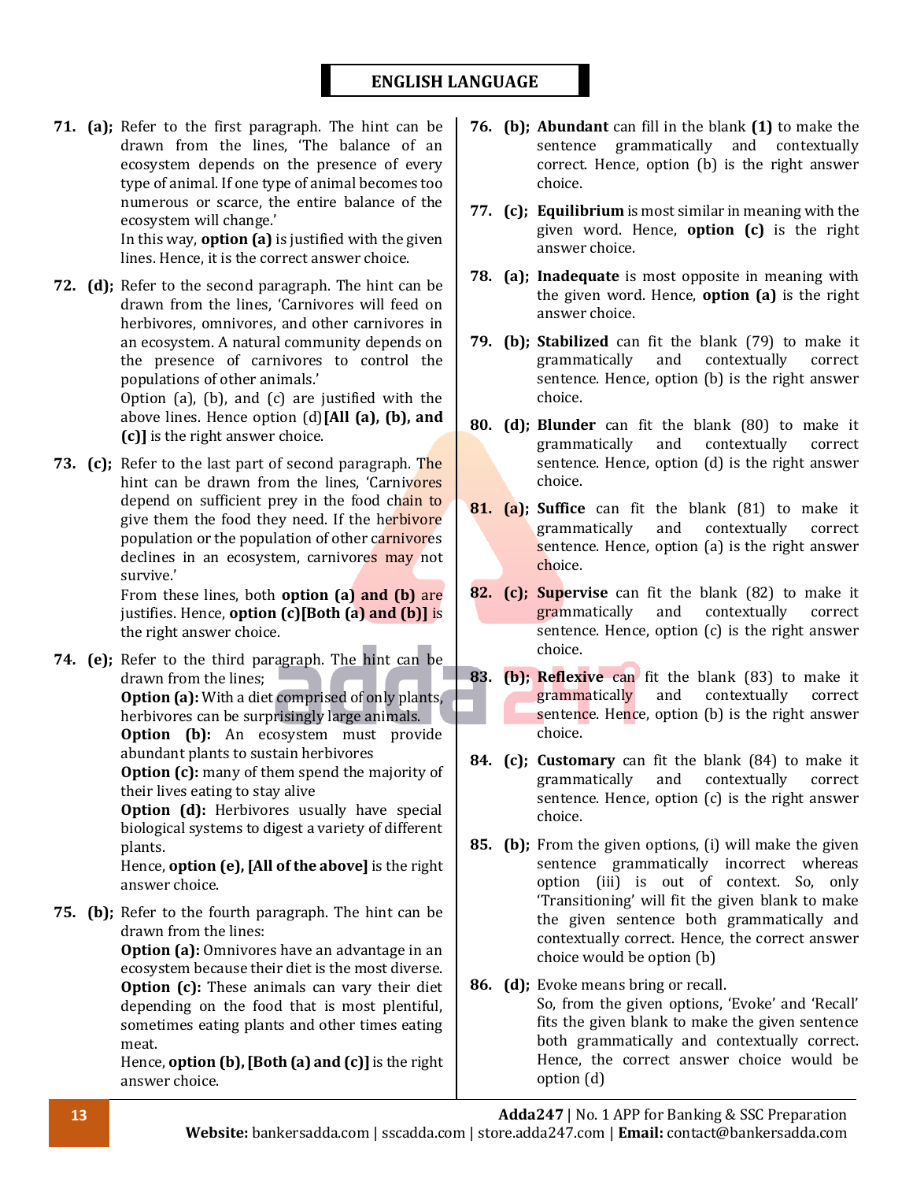## ENGLISH LANGUAGE

**71. (a);** Refer to the first paragraph. The hint can be drawn from the lines, 'The balance of an ecosystem depends on the presence of every type of animal. If one type of animal becomes too numerous or scarce, the entire balance of the ecosystem will change.'
In this way, **option (a)** is justified with the given lines. Hence, it is the correct answer choice.

**72. (d);** Refer to the second paragraph. The hint can be drawn from the lines, 'Carnivores will feed on herbivores, omnivores, and other carnivores in an ecosystem. A natural community depends on the presence of carnivores to control the populations of other animals.'
Option (a), (b), and (c) are justified with the above lines. Hence option (d)**[All (a), (b), and (c)]** is the right answer choice.

**73. (c);** Refer to the last part of second paragraph. The hint can be drawn from the lines, 'Carnivores depend on sufficient prey in the food chain to give them the food they need. If the herbivore population or the population of other carnivores declines in an ecosystem, carnivores may not survive.'
From these lines, both **option (a) and (b)** are justifies. Hence, **option (c)[Both (a) and (b)]** is the right answer choice.

**74. (e);** Refer to the third paragraph. The hint can be drawn from the lines;
**Option (a):** With a diet comprised of only plants, herbivores can be surprisingly large animals.
**Option (b):** An ecosystem must provide abundant plants to sustain herbivores
**Option (c):** many of them spend the majority of their lives eating to stay alive
**Option (d):** Herbivores usually have special biological systems to digest a variety of different plants.
Hence, **option (e), [All of the above]** is the right answer choice.

**75. (b);** Refer to the fourth paragraph. The hint can be drawn from the lines:
**Option (a):** Omnivores have an advantage in an ecosystem because their diet is the most diverse.
**Option (c):** These animals can vary their diet depending on the food that is most plentiful, sometimes eating plants and other times eating meat.
Hence, **option (b), [Both (a) and (c)]** is the right answer choice.

**76. (b); Abundant** can fill in the blank **(1)** to make the sentence grammatically and contextually correct. Hence, option (b) is the right answer choice.

**77. (c); Equilibrium** is most similar in meaning with the given word. Hence, **option (c)** is the right answer choice.

**78. (a); Inadequate** is most opposite in meaning with the given word. Hence, **option (a)** is the right answer choice.

**79. (b); Stabilized** can fit the blank (79) to make it grammatically and contextually correct sentence. Hence, option (b) is the right answer choice.

**80. (d); Blunder** can fit the blank (80) to make it grammatically and contextually correct sentence. Hence, option (d) is the right answer choice.

**81. (a); Suffice** can fit the blank (81) to make it grammatically and contextually correct sentence. Hence, option (a) is the right answer choice.

**82. (c); Supervise** can fit the blank (82) to make it grammatically and contextually correct sentence. Hence, option (c) is the right answer choice.

**83. (b); Reflexive** can fit the blank (83) to make it grammatically and contextually correct sentence. Hence, option (b) is the right answer choice.

**84. (c); Customary** can fit the blank (84) to make it grammatically and contextually correct sentence. Hence, option (c) is the right answer choice.

**85. (b);** From the given options, (i) will make the given sentence grammatically incorrect whereas option (iii) is out of context. So, only 'Transitioning' will fit the given blank to make the given sentence both grammatically and contextually correct. Hence, the correct answer choice would be option (b)

**86. (d);** Evoke means bring or recall.
So, from the given options, 'Evoke' and 'Recall' fits the given blank to make the given sentence both grammatically and contextually correct. Hence, the correct answer choice would be option (d)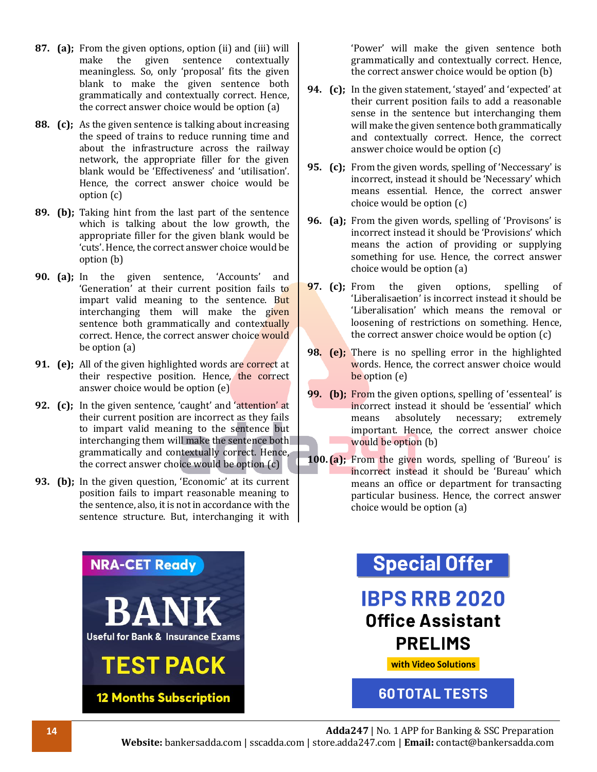**87. (a);** From the given options, option (ii) and (iii) will make the given sentence contextually meaningless. So, only 'proposal' fits the given blank to make the given sentence both grammatically and contextually correct. Hence, the correct answer choice would be option (a)

**88. (c);** As the given sentence is talking about increasing the speed of trains to reduce running time and about the infrastructure across the railway network, the appropriate filler for the given blank would be 'Effectiveness' and 'utilisation'. Hence, the correct answer choice would be option (c)

**89. (b);** Taking hint from the last part of the sentence which is talking about the low growth, the appropriate filler for the given blank would be 'cuts'. Hence, the correct answer choice would be option (b)

**90. (a);** In the given sentence, 'Accounts' and 'Generation' at their current position fails to impart valid meaning to the sentence. But interchanging them will make the given sentence both grammatically and contextually correct. Hence, the correct answer choice would be option (a)

**91. (e);** All of the given highlighted words are correct at their respective position. Hence, the correct answer choice would be option (e)

**92. (c);** In the given sentence, 'caught' and 'attention' at their current position are incorrect as they fails to impart valid meaning to the sentence but interchanging them will make the sentence both grammatically and contextually correct. Hence, the correct answer choice would be option (c)

**93. (b);** In the given question, 'Economic' at its current position fails to impart reasonable meaning to the sentence, also, it is not in accordance with the sentence structure. But, interchanging it with 'Power' will make the given sentence both grammatically and contextually correct. Hence, the correct answer choice would be option (b)

**94. (c);** In the given statement, 'stayed' and 'expected' at their current position fails to add a reasonable sense in the sentence but interchanging them will make the given sentence both grammatically and contextually correct. Hence, the correct answer choice would be option (c)

**95. (c);** From the given words, spelling of 'Neccessary' is incorrect, instead it should be 'Necessary' which means essential. Hence, the correct answer choice would be option (c)

**96. (a);** From the given words, spelling of 'Provisons' is incorrect instead it should be 'Provisions' which means the action of providing or supplying something for use. Hence, the correct answer choice would be option (a)

**97. (c);** From the given options, spelling of 'Liberalisaetion' is incorrect instead it should be 'Liberalisation' which means the removal or loosening of restrictions on something. Hence, the correct answer choice would be option (c)

**98. (e);** There is no spelling error in the highlighted words. Hence, the correct answer choice would be option (e)

**99. (b);** From the given options, spelling of 'essenteal' is incorrect instead it should be 'essential' which means absolutely necessary; extremely important. Hence, the correct answer choice would be option (b)

**100. (a);** From the given words, spelling of 'Bureou' is incorrect instead it should be 'Bureau' which means an office or department for transacting particular business. Hence, the correct answer choice would be option (a)

NRA-CET Ready

BANK

Useful for Bank & Insurance Exams

TEST PACK

12 Months Subscription

Special Offer

IBPS RRB 2020

Office Assistant

PRELIMS

with Video Solutions

60 TOTAL TESTS